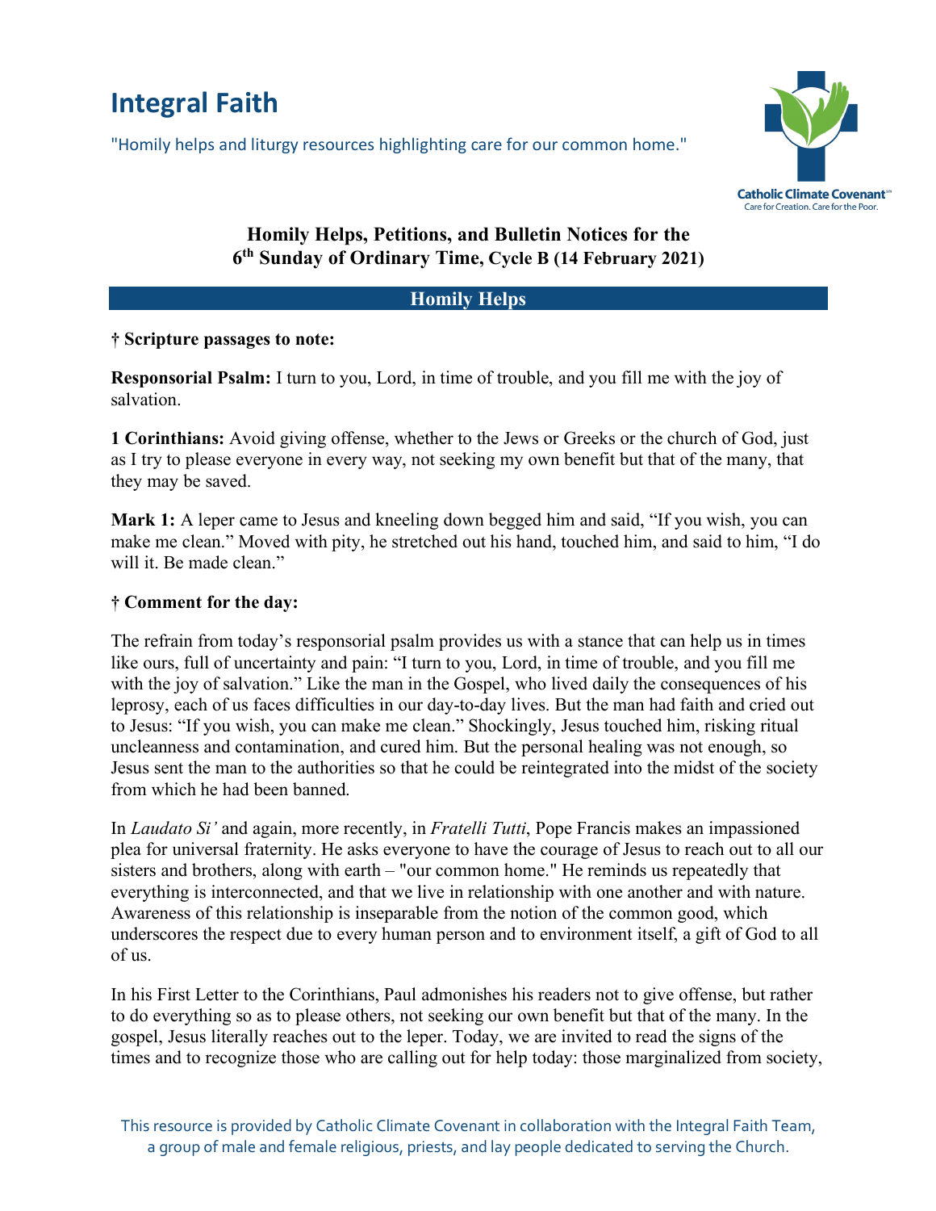# Integral Faith

"Homily helps and liturgy resources highlighting care for our common home."

Catholic Climate Covenant
Care for Creation. Care for the Poor.

**Homily Helps, Petitions, and Bulletin Notices for the 6th Sunday of Ordinary Time, Cycle B (14 February 2021)**

## Homily Helps

**† Scripture passages to note:**

**Responsorial Psalm:** I turn to you, Lord, in time of trouble, and you fill me with the joy of salvation.

**1 Corinthians:** Avoid giving offense, whether to the Jews or Greeks or the church of God, just as I try to please everyone in every way, not seeking my own benefit but that of the many, that they may be saved.

**Mark 1:** A leper came to Jesus and kneeling down begged him and said, "If you wish, you can make me clean." Moved with pity, he stretched out his hand, touched him, and said to him, "I do will it. Be made clean."

**† Comment for the day:**

The refrain from today's responsorial psalm provides us with a stance that can help us in times like ours, full of uncertainty and pain: "I turn to you, Lord, in time of trouble, and you fill me with the joy of salvation." Like the man in the Gospel, who lived daily the consequences of his leprosy, each of us faces difficulties in our day-to-day lives. But the man had faith and cried out to Jesus: "If you wish, you can make me clean." Shockingly, Jesus touched him, risking ritual uncleanness and contamination, and cured him. But the personal healing was not enough, so Jesus sent the man to the authorities so that he could be reintegrated into the midst of the society from which he had been banned.

In *Laudato Si'* and again, more recently, in *Fratelli Tutti*, Pope Francis makes an impassioned plea for universal fraternity. He asks everyone to have the courage of Jesus to reach out to all our sisters and brothers, along with earth – "our common home." He reminds us repeatedly that everything is interconnected, and that we live in relationship with one another and with nature. Awareness of this relationship is inseparable from the notion of the common good, which underscores the respect due to every human person and to environment itself, a gift of God to all of us.

In his First Letter to the Corinthians, Paul admonishes his readers not to give offense, but rather to do everything so as to please others, not seeking our own benefit but that of the many. In the gospel, Jesus literally reaches out to the leper. Today, we are invited to read the signs of the times and to recognize those who are calling out for help today: those marginalized from society,

This resource is provided by Catholic Climate Covenant in collaboration with the Integral Faith Team, a group of male and female religious, priests, and lay people dedicated to serving the Church.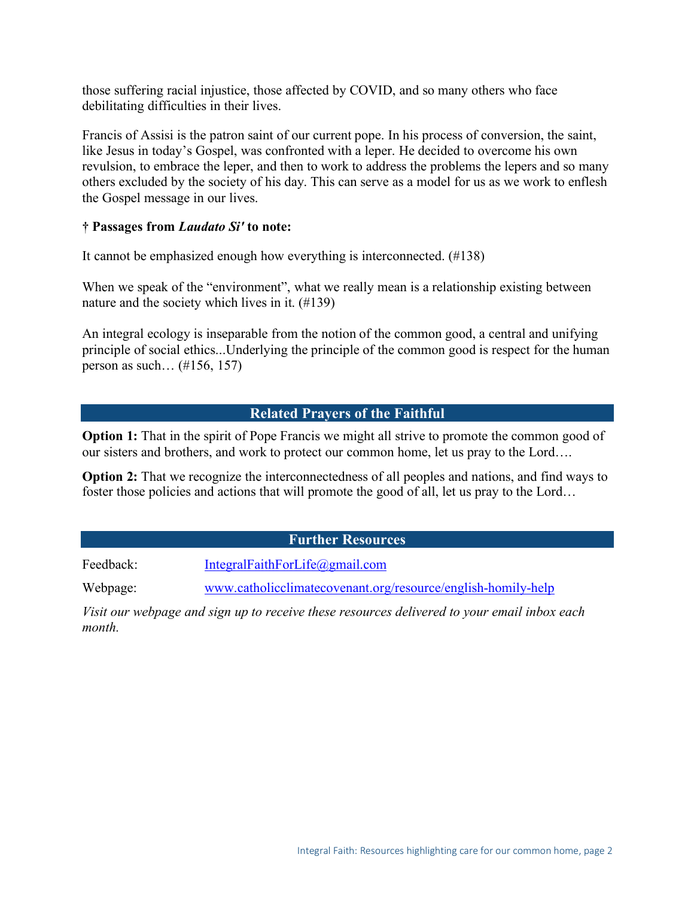those suffering racial injustice, those affected by COVID, and so many others who face debilitating difficulties in their lives.

Francis of Assisi is the patron saint of our current pope. In his process of conversion, the saint, like Jesus in today's Gospel, was confronted with a leper. He decided to overcome his own revulsion, to embrace the leper, and then to work to address the problems the lepers and so many others excluded by the society of his day. This can serve as a model for us as we work to enflesh the Gospel message in our lives.

**† Passages from *Laudato Si'* to note:**

It cannot be emphasized enough how everything is interconnected. (#138)

When we speak of the "environment", what we really mean is a relationship existing between nature and the society which lives in it. (#139)

An integral ecology is inseparable from the notion of the common good, a central and unifying principle of social ethics...Underlying the principle of the common good is respect for the human person as such… (#156, 157)

## Related Prayers of the Faithful

**Option 1:** That in the spirit of Pope Francis we might all strive to promote the common good of our sisters and brothers, and work to protect our common home, let us pray to the Lord….

**Option 2:** That we recognize the interconnectedness of all peoples and nations, and find ways to foster those policies and actions that will promote the good of all, let us pray to the Lord…

## Further Resources

Feedback: IntegralFaithForLife@gmail.com

Webpage: www.catholicclimatecovenant.org/resource/english-homily-help

*Visit our webpage and sign up to receive these resources delivered to your email inbox each month.*